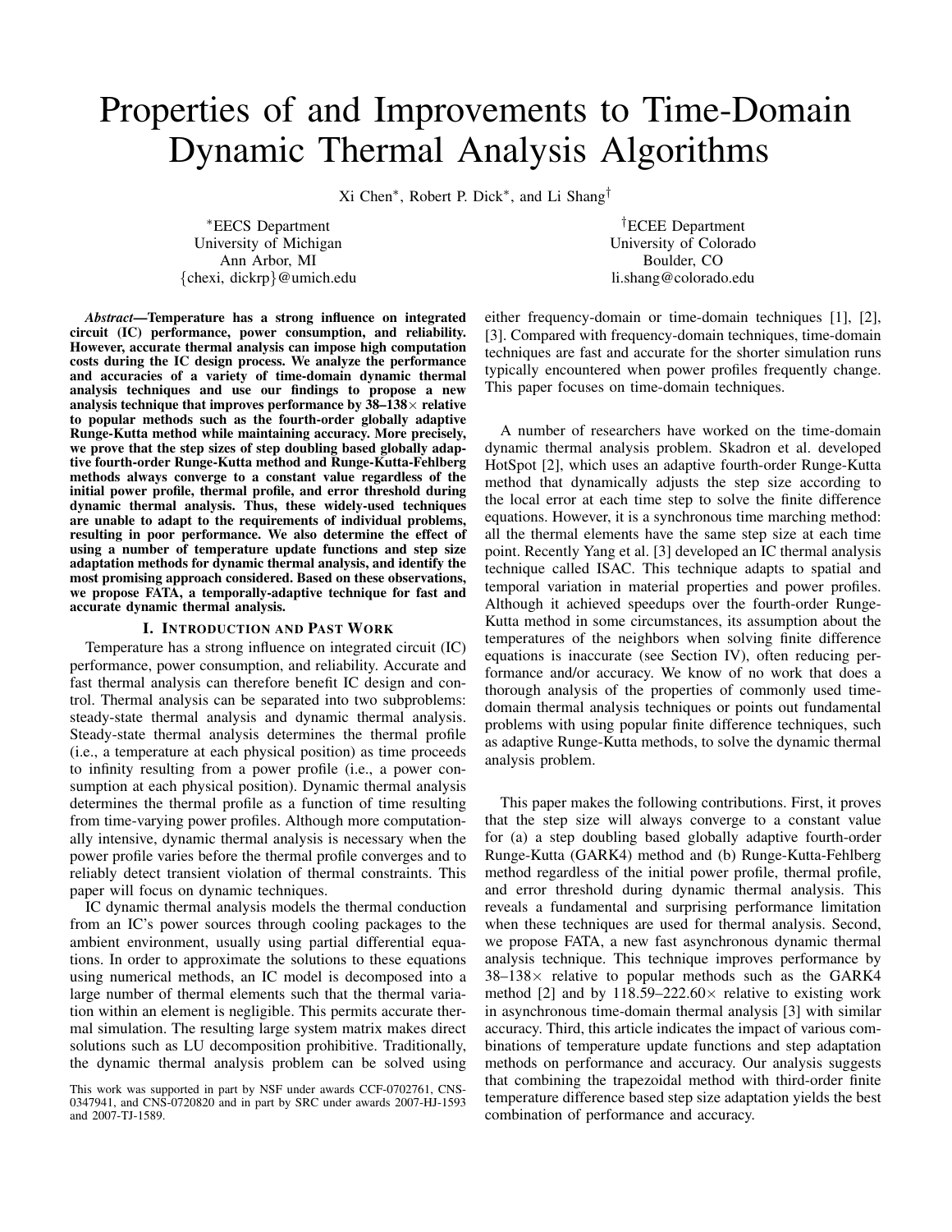# Properties of and Improvements to Time-Domain Dynamic Thermal Analysis Algorithms

Xi Chen*, Robert P. Dick*, and Li Shang†

*EECS Department
University of Michigan
Ann Arbor, MI
{chexi, dickrp}@umich.edu

†ECEE Department
University of Colorado
Boulder, CO
li.shang@colorado.edu

***Abstract*—Temperature has a strong influence on integrated circuit (IC) performance, power consumption, and reliability. However, accurate thermal analysis can impose high computation costs during the IC design process. We analyze the performance and accuracies of a variety of time-domain dynamic thermal analysis techniques and use our findings to propose a new analysis technique that improves performance by 38–138× relative to popular methods such as the fourth-order globally adaptive Runge-Kutta method while maintaining accuracy. More precisely, we prove that the step sizes of step doubling based globally adaptive fourth-order Runge-Kutta method and Runge-Kutta-Fehlberg methods always converge to a constant value regardless of the initial power profile, thermal profile, and error threshold during dynamic thermal analysis. Thus, these widely-used techniques are unable to adapt to the requirements of individual problems, resulting in poor performance. We also determine the effect of using a number of temperature update functions and step size adaptation methods for dynamic thermal analysis, and identify the most promising approach considered. Based on these observations, we propose FATA, a temporally-adaptive technique for fast and accurate dynamic thermal analysis.**

## I. Introduction and Past Work

Temperature has a strong influence on integrated circuit (IC) performance, power consumption, and reliability. Accurate and fast thermal analysis can therefore benefit IC design and control. Thermal analysis can be separated into two subproblems: steady-state thermal analysis and dynamic thermal analysis. Steady-state thermal analysis determines the thermal profile (i.e., a temperature at each physical position) as time proceeds to infinity resulting from a power profile (i.e., a power consumption at each physical position). Dynamic thermal analysis determines the thermal profile as a function of time resulting from time-varying power profiles. Although more computationally intensive, dynamic thermal analysis is necessary when the power profile varies before the thermal profile converges and to reliably detect transient violation of thermal constraints. This paper will focus on dynamic techniques.

IC dynamic thermal analysis models the thermal conduction from an IC's power sources through cooling packages to the ambient environment, usually using partial differential equations. In order to approximate the solutions to these equations using numerical methods, an IC model is decomposed into a large number of thermal elements such that the thermal variation within an element is negligible. This permits accurate thermal simulation. The resulting large system matrix makes direct solutions such as LU decomposition prohibitive. Traditionally, the dynamic thermal analysis problem can be solved using either frequency-domain or time-domain techniques [1], [2], [3]. Compared with frequency-domain techniques, time-domain techniques are fast and accurate for the shorter simulation runs typically encountered when power profiles frequently change. This paper focuses on time-domain techniques.

A number of researchers have worked on the time-domain dynamic thermal analysis problem. Skadron et al. developed HotSpot [2], which uses an adaptive fourth-order Runge-Kutta method that dynamically adjusts the step size according to the local error at each time step to solve the finite difference equations. However, it is a synchronous time marching method: all the thermal elements have the same step size at each time point. Recently Yang et al. [3] developed an IC thermal analysis technique called ISAC. This technique adapts to spatial and temporal variation in material properties and power profiles. Although it achieved speedups over the fourth-order Runge-Kutta method in some circumstances, its assumption about the temperatures of the neighbors when solving finite difference equations is inaccurate (see Section IV), often reducing performance and/or accuracy. We know of no work that does a thorough analysis of the properties of commonly used time-domain thermal analysis techniques or points out fundamental problems with using popular finite difference techniques, such as adaptive Runge-Kutta methods, to solve the dynamic thermal analysis problem.

This paper makes the following contributions. First, it proves that the step size will always converge to a constant value for (a) a step doubling based globally adaptive fourth-order Runge-Kutta (GARK4) method and (b) Runge-Kutta-Fehlberg method regardless of the initial power profile, thermal profile, and error threshold during dynamic thermal analysis. This reveals a fundamental and surprising performance limitation when these techniques are used for thermal analysis. Second, we propose FATA, a new fast asynchronous dynamic thermal analysis technique. This technique improves performance by 38–138× relative to popular methods such as the GARK4 method [2] and by 118.59–222.60× relative to existing work in asynchronous time-domain thermal analysis [3] with similar accuracy. Third, this article indicates the impact of various combinations of temperature update functions and step adaptation methods on performance and accuracy. Our analysis suggests that combining the trapezoidal method with third-order finite temperature difference based step size adaptation yields the best combination of performance and accuracy.

This work was supported in part by NSF under awards CCF-0702761, CNS-0347941, and CNS-0720820 and in part by SRC under awards 2007-HJ-1593 and 2007-TJ-1589.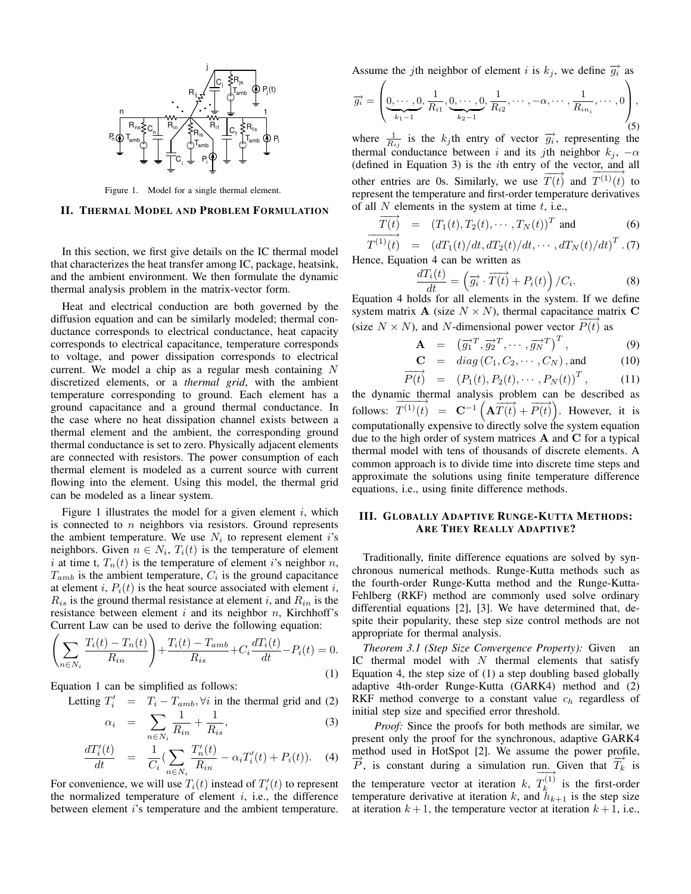Figure 1. Model for a single thermal element.

## II. Thermal Model and Problem Formulation

In this section, we first give details on the IC thermal model that characterizes the heat transfer among IC, package, heatsink, and the ambient environment. We then formulate the dynamic thermal analysis problem in the matrix-vector form.

Heat and electrical conduction are both governed by the diffusion equation and can be similarly modeled; thermal conductance corresponds to electrical conductance, heat capacity corresponds to electrical capacitance, temperature corresponds to voltage, and power dissipation corresponds to electrical current. We model a chip as a regular mesh containing $N$ discretized elements, or a *thermal grid*, with the ambient temperature corresponding to ground. Each element has a ground capacitance and a ground thermal conductance. In the case where no heat dissipation channel exists between a thermal element and the ambient, the corresponding ground thermal conductance is set to zero. Physically adjacent elements are connected with resistors. The power consumption of each thermal element is modeled as a current source with current flowing into the element. Using this model, the thermal grid can be modeled as a linear system.

Figure 1 illustrates the model for a given element $i$, which is connected to $n$ neighbors via resistors. Ground represents the ambient temperature. We use $N_i$ to represent element $i$'s neighbors. Given $n \in N_i$, $T_i(t)$ is the temperature of element $i$ at time t, $T_n(t)$ is the temperature of element $i$'s neighbor $n$, $T_{amb}$ is the ambient temperature, $C_i$ is the ground capacitance at element $i$, $P_i(t)$ is the heat source associated with element $i$, $R_{is}$ is the ground thermal resistance at element $i$, and $R_{in}$ is the resistance between element $i$ and its neighbor $n$, Kirchhoff's Current Law can be used to derive the following equation:

$$\left(\sum_{n \in N_i} \frac{T_i(t) - T_n(t)}{R_{in}}\right) + \frac{T_i(t) - T_{amb}}{R_{is}} + C_i \frac{dT_i(t)}{dt} - P_i(t) = 0. \quad (1)$$

Equation 1 can be simplified as follows:

$$\text{Letting } T_i' = T_i - T_{amb}, \forall i \text{ in the thermal grid and} \quad (2)$$

$$\alpha_i = \sum_{n \in N_i} \frac{1}{R_{in}} + \frac{1}{R_{is}}, \quad (3)$$

$$\frac{dT_i'(t)}{dt} = \frac{1}{C_i}\left(\sum_{n \in N_i} \frac{T_n'(t)}{R_{in}} - \alpha_i T_i'(t) + P_i(t)\right). \quad (4)$$

For convenience, we will use $T_i(t)$ instead of $T_i'(t)$ to represent the normalized temperature of element $i$, i.e., the difference between element $i$'s temperature and the ambient temperature. Assume the $j$th neighbor of element $i$ is $k_j$, we define $\overrightarrow{g_i}$ as

$$\overrightarrow{g_i} = \left(\underbrace{0, \cdots, 0}_{k_1 - 1}, \frac{1}{R_{i1}}, \underbrace{0, \cdots, 0}_{k_2 - 1}, \frac{1}{R_{i2}}, \cdots, -\alpha, \cdots, \frac{1}{R_{in_i}}, \cdots, 0\right), \quad (5)$$

where $\frac{1}{R_{ij}}$ is the $k_j$th entry of vector $\overrightarrow{g_i}$, representing the thermal conductance between $i$ and its $j$th neighbor $k_j$, $-\alpha$ (defined in Equation 3) is the $i$th entry of the vector, and all other entries are 0s. Similarly, we use $\overrightarrow{T(t)}$ and $\overrightarrow{T^{(1)}(t)}$ to represent the temperature and first-order temperature derivatives of all $N$ elements in the system at time $t$, i.e.,

$$\overrightarrow{T(t)} = (T_1(t), T_2(t), \cdots, T_N(t))^T \text{ and} \quad (6)$$

$$\overrightarrow{T^{(1)}(t)} = (dT_1(t)/dt, dT_2(t)/dt, \cdots, dT_N(t)/dt)^T. \quad (7)$$

Hence, Equation 4 can be written as

$$\frac{dT_i(t)}{dt} = \left(\overrightarrow{g_i} \cdot \overrightarrow{T(t)} + P_i(t)\right)/C_i. \quad (8)$$

Equation 4 holds for all elements in the system. If we define system matrix $\mathbf{A}$ (size $N \times N$), thermal capacitance matrix $\mathbf{C}$ (size $N \times N$), and $N$-dimensional power vector $\overrightarrow{P(t)}$ as

$$\mathbf{A} = \left(\overrightarrow{g_1}^T, \overrightarrow{g_2}^T, \cdots, \overrightarrow{g_N}^T\right)^T, \quad (9)$$

$$\mathbf{C} = diag\left(C_1, C_2, \cdots, C_N\right), \text{and} \quad (10)$$

$$\overrightarrow{P(t)} = (P_1(t), P_2(t), \cdots, P_N(t))^T, \quad (11)$$

the dynamic thermal analysis problem can be described as follows: $\overrightarrow{T^{(1)}(t)} = \mathbf{C}^{-1}\left(\mathbf{A}\overrightarrow{T(t)} + \overrightarrow{P(t)}\right)$. However, it is computationally expensive to directly solve the system equation due to the high order of system matrices $\mathbf{A}$ and $\mathbf{C}$ for a typical thermal model with tens of thousands of discrete elements. A common approach is to divide time into discrete time steps and approximate the solutions using finite temperature difference equations, i.e., using finite difference methods.

## III. Globally Adaptive Runge-Kutta Methods: Are They Really Adaptive?

Traditionally, finite difference equations are solved by synchronous numerical methods. Runge-Kutta methods such as the fourth-order Runge-Kutta method and the Runge-Kutta-Fehlberg (RKF) method are commonly used solve ordinary differential equations [2], [3]. We have determined that, despite their popularity, these step size control methods are not appropriate for thermal analysis.

*Theorem 3.1 (Step Size Convergence Property):* Given an IC thermal model with $N$ thermal elements that satisfy Equation 4, the step size of (1) a step doubling based globally adaptive 4th-order Runge-Kutta (GARK4) method and (2) RKF method converge to a constant value $c_h$ regardless of initial step size and specified error threshold.

*Proof:* Since the proofs for both methods are similar, we present only the proof for the synchronous, adaptive GARK4 method used in HotSpot [2]. We assume the power profile, $\overrightarrow{P}$, is constant during a simulation run. Given that $\overrightarrow{T_k}$ is the temperature vector at iteration $k$, $\overrightarrow{T_k^{(1)}}$ is the first-order temperature derivative at iteration $k$, and $h_{k+1}$ is the step size at iteration $k+1$, the temperature vector at iteration $k+1$, i.e.,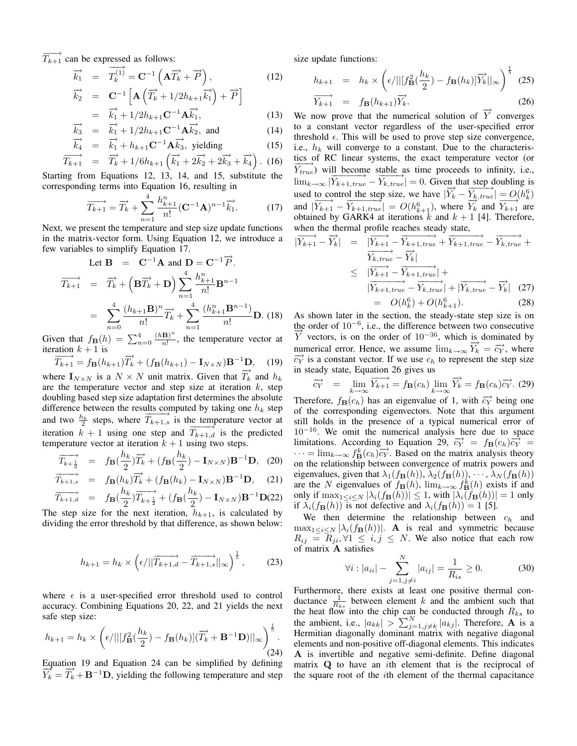$\overrightarrow{T_{k+1}}$ can be expressed as follows:

$$
\begin{aligned}
\overrightarrow{k_1} &= \overrightarrow{T_k^{(1)}} = \mathbf{C}^{-1}\left(\mathbf{A}\overrightarrow{T_k} + \overrightarrow{P}\right), & (12)\\
\overrightarrow{k_2} &= \mathbf{C}^{-1}\left[\mathbf{A}\left(\overrightarrow{T_k} + 1/2h_{k+1}\overrightarrow{k_1}\right) + \overrightarrow{P}\right] & \\
&= \overrightarrow{k_1} + 1/2h_{k+1}\mathbf{C}^{-1}\mathbf{A}\overrightarrow{k_1}, & (13)\\
\overrightarrow{k_3} &= \overrightarrow{k_1} + 1/2h_{k+1}\mathbf{C}^{-1}\mathbf{A}\overrightarrow{k_2}, \text{ and} & (14)\\
\overrightarrow{k_4} &= \overrightarrow{k_1} + h_{k+1}\mathbf{C}^{-1}\mathbf{A}\overrightarrow{k_3}, \text{ yielding} & (15)\\
\overrightarrow{T_{k+1}} &= \overrightarrow{T_k} + 1/6h_{k+1}\left(\overrightarrow{k_1} + 2\overrightarrow{k_2} + 2\overrightarrow{k_3} + \overrightarrow{k_4}\right). & (16)
\end{aligned}
$$

Starting from Equations 12, 13, 14, and 15, substitute the corresponding terms into Equation 16, resulting in

$$
\overrightarrow{T_{k+1}} = \overrightarrow{T_k} + \sum_{n=1}^{4} \frac{h_{k+1}^n}{n!}(\mathbf{C}^{-1}\mathbf{A})^{n-1}\overrightarrow{k_1}. \quad (17)
$$

Next, we present the temperature and step size update functions in the matrix-vector form. Using Equation 12, we introduce a few variables to simplify Equation 17.

$$
\begin{aligned}
\text{Let } \mathbf{B} &= \mathbf{C}^{-1}\mathbf{A} \text{ and } \mathbf{D} = \mathbf{C}^{-1}\overrightarrow{P}. \\
\overrightarrow{T_{k+1}} &= \overrightarrow{T_k} + \left(\mathbf{B}\overrightarrow{T_k} + \mathbf{D}\right)\sum_{n=1}^{4}\frac{h_{k+1}^n}{n!}\mathbf{B}^{n-1} \\
&= \sum_{n=0}^{4}\frac{(h_{k+1}\mathbf{B})^n}{n!}\overrightarrow{T_k} + \sum_{n=1}^{4}\frac{(h_{k+1}^n\mathbf{B}^{n-1})}{n!}\mathbf{D}. \quad (18)
\end{aligned}
$$

Given that $f_{\mathbf{B}}(h) = \sum_{n=0}^{4}\frac{(h\mathbf{B})^n}{n!}$, the temperature vector at iteration $k+1$ is

$$
\overrightarrow{T_{k+1}} = f_{\mathbf{B}}(h_{k+1})\overrightarrow{T_k} + (f_{\mathbf{B}}(h_{k+1}) - \mathbf{I}_{N\times N})\mathbf{B}^{-1}\mathbf{D}, \quad (19)
$$

where $\mathbf{I}_{N\times N}$ is a $N\times N$ unit matrix. Given that $\overrightarrow{T_k}$ and $h_k$ are the temperature vector and step size at iteration $k$, step doubling based step size adaptation first determines the absolute difference between the results computed by taking one $h_k$ step and two $\frac{h_k}{2}$ steps, where $\overrightarrow{T_{k+1,s}}$ is the temperature vector at iteration $k+1$ using one step and $\overrightarrow{T_{k+1,d}}$ is the predicted temperature vector at iteration $k+1$ using two steps.

$$
\begin{aligned}
\overrightarrow{T_{k+\frac{1}{2}}} &= f_{\mathbf{B}}(\frac{h_k}{2})\overrightarrow{T_k} + (f_{\mathbf{B}}(\frac{h_k}{2}) - \mathbf{I}_{N\times N})\mathbf{B}^{-1}\mathbf{D}, & (20)\\
\overrightarrow{T_{k+1,s}} &= f_{\mathbf{B}}(h_k)\overrightarrow{T_k} + (f_{\mathbf{B}}(h_k) - \mathbf{I}_{N\times N})\mathbf{B}^{-1}\mathbf{D}, & (21)\\
\overrightarrow{T_{k+1,d}} &= f_{\mathbf{B}}(\frac{h_k}{2})\overrightarrow{T_{k+\frac{1}{2}}} + (f_{\mathbf{B}}(\frac{h_k}{2}) - \mathbf{I}_{N\times N})\mathbf{B}^{-1}\mathbf{D} & (22)
\end{aligned}
$$

The step size for the next iteration, $h_{k+1}$, is calculated by dividing the error threshold by that difference, as shown below:

$$
h_{k+1} = h_k \times \left(\epsilon / ||\overrightarrow{T_{k+1,d}} - \overrightarrow{T_{k+1,s}}||_\infty\right)^{\frac{1}{5}}, \quad (23)
$$

where $\epsilon$ is a user-specified error threshold used to control accuracy. Combining Equations 20, 22, and 21 yields the next safe step size:

$$
h_{k+1} = h_k \times \left(\epsilon / ||[f_{\mathbf{B}}^2(\frac{h_k}{2}) - f_{\mathbf{B}}(h_k)](\overrightarrow{T_k} + \mathbf{B}^{-1}\mathbf{D})||_\infty\right)^{\frac{1}{5}}. \quad (24)
$$

Equation 19 and Equation 24 can be simplified by defining $\overrightarrow{Y_k} = \overrightarrow{T_k} + \mathbf{B}^{-1}\mathbf{D}$, yielding the following temperature and step size update functions:

$$
\begin{aligned}
h_{k+1} &= h_k \times \left(\epsilon / ||[f_{\mathbf{B}}^2(\frac{h_k}{2}) - f_{\mathbf{B}}(h_k)]\overrightarrow{Y_k}||_\infty\right)^{\frac{1}{5}} & (25)\\
\overrightarrow{Y_{k+1}} &= f_{\mathbf{B}}(h_{k+1})\overrightarrow{Y_k}. & (26)
\end{aligned}
$$

We now prove that the numerical solution of $\overrightarrow{Y}$ converges to a constant vector regardless of the user-specified error threshold $\epsilon$. This will be used to prove step size convergence, i.e., $h_k$ will converge to a constant. Due to the characteristics of RC linear systems, the exact temperature vector (or $\overrightarrow{Y_{true}}$) will become stable as time proceeds to infinity, i.e., $\lim_{k\to\infty}|\overrightarrow{Y_{k+1,true}} - \overrightarrow{Y_{k,true}}| = 0$. Given that step doubling is used to control the step size, we have $|\overrightarrow{Y_k} - \overrightarrow{Y_{k,true}}| = O(h_k^6)$ and $|\overrightarrow{Y_{k+1}} - \overrightarrow{Y_{k+1,true}}| = O(h_{k+1}^6)$, where $\overrightarrow{Y_k}$ and $\overrightarrow{Y_{k+1}}$ are obtained by GARK4 at iterations $k$ and $k+1$ [4]. Therefore, when the thermal profile reaches steady state,

$$
\begin{aligned}
|\overrightarrow{Y_{k+1}} - \overrightarrow{Y_k}| &= |\overrightarrow{Y_{k+1}} - \overrightarrow{Y_{k+1,true}} + \overrightarrow{Y_{k+1,true}} - \overrightarrow{Y_{k,true}} + \overrightarrow{Y_{k,true}} - \overrightarrow{Y_k}| \\
&\leq |\overrightarrow{Y_{k+1}} - \overrightarrow{Y_{k+1,true}}| + |\overrightarrow{Y_{k+1,true}} - \overrightarrow{Y_{k,true}}| + |\overrightarrow{Y_{k,true}} - \overrightarrow{Y_k}| \quad (27)\\
&= O(h_k^6) + O(h_{k+1}^6). \quad (28)
\end{aligned}
$$

As shown later in the section, the steady-state step size is on the order of $10^{-6}$, i.e., the difference between two consecutive $\overrightarrow{Y}$ vectors, is on the order of $10^{-36}$, which is dominated by numerical error. Hence, we assume $\lim_{k\to\infty}\overrightarrow{Y_k} = \overrightarrow{c_Y}$, where $\overrightarrow{c_Y}$ is a constant vector. If we use $c_h$ to represent the step size in steady state, Equation 26 gives us

$$
\overrightarrow{c_Y} = \lim_{k\to\infty}\overrightarrow{Y_{k+1}} = f_{\mathbf{B}}(c_h)\lim_{k\to\infty}\overrightarrow{Y_k} = f_{\mathbf{B}}(c_h)\overrightarrow{c_Y}. \quad (29)
$$

Therefore, $f_{\mathbf{B}}(c_h)$ has an eigenvalue of 1, with $\overrightarrow{c_Y}$ being one of the corresponding eigenvectors. Note that this argument still holds in the presence of a typical numerical error of $10^{-16}$. We omit the numerical analysis here due to space limitations. According to Equation 29, $\overrightarrow{c_Y} = f_{\mathbf{B}}(c_h)\overrightarrow{c_Y} = \cdots = \lim_{k\to\infty} f_{\mathbf{B}}^k(c_h)\overrightarrow{c_Y}$. Based on the matrix analysis theory on the relationship between convergence of matrix powers and eigenvalues, given that $\lambda_1(f_{\mathbf{B}}(h)), \lambda_2(f_{\mathbf{B}}(h)), \cdots, \lambda_N(f_{\mathbf{B}}(h))$ are the $N$ eigenvalues of $f_{\mathbf{B}}(h)$, $\lim_{k\to\infty} f_{\mathbf{B}}^k(h)$ exists if and only if $\max_{1\leq i\leq N}|\lambda_i(f_{\mathbf{B}}(h))| \leq 1$, with $|\lambda_i(f_{\mathbf{B}}(h))| = 1$ only if $\lambda_i(f_{\mathbf{B}}(h))$ is not defective and $\lambda_i(f_{\mathbf{B}}(h)) = 1$ [5].

We then determine the relationship between $c_h$ and $\max_{1\leq i\leq N}|\lambda_i(f_{\mathbf{B}}(h))|$. $\mathbf{A}$ is real and symmetric because $R_{ij} = R_{ji}, \forall 1 \leq i,j \leq N$. We also notice that each row of matrix $\mathbf{A}$ satisfies

$$
\forall i : |a_{ii}| - \sum_{j=1, j\neq i}^{N}|a_{ij}| = \frac{1}{R_{is}} \geq 0. \quad (30)
$$

Furthermore, there exists at least one positive thermal conductance $\frac{1}{R_{ks}}$ between element $k$ and the ambient such that the heat flow into the chip can be conducted through $R_{ks}$ to the ambient, i.e., $|a_{kk}| > \sum_{j=1,j\neq k}^{N}|a_{kj}|$. Therefore, $\mathbf{A}$ is a Hermitian diagonally dominant matrix with negative diagonal elements and non-positive off-diagonal elements. This indicates $\mathbf{A}$ is invertible and negative semi-definite. Define diagonal matrix $\mathbf{Q}$ to have an $i$th element that is the reciprocal of the square root of the $i$th element of the thermal capacitance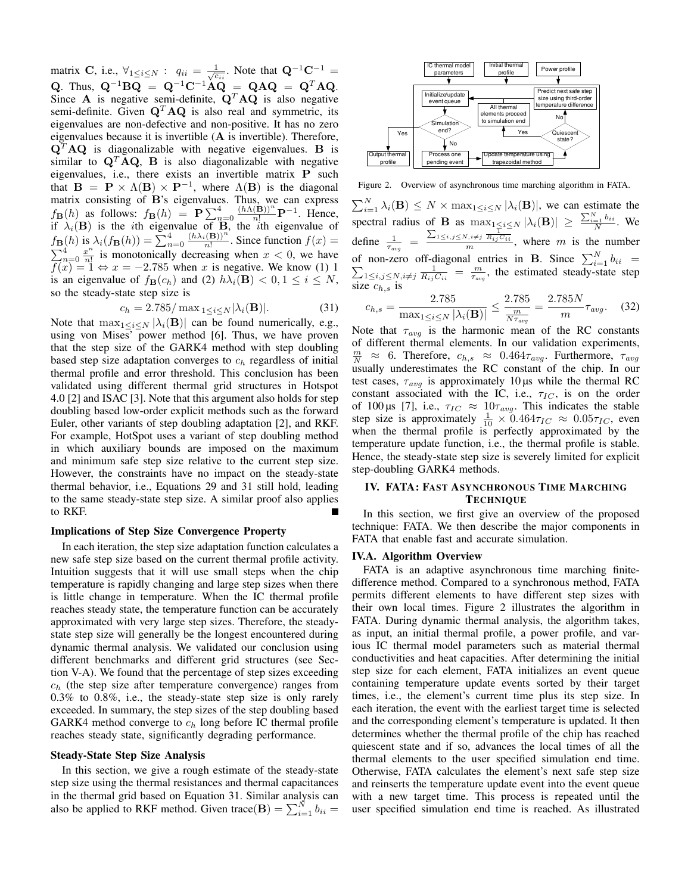matrix $\mathbf{C}$, i.e., $\forall_{1\le i\le N}: \ q_{ii} = \frac{1}{\sqrt{c_{ii}}}$. Note that $\mathbf{Q}^{-1}\mathbf{C}^{-1} = \mathbf{Q}$. Thus, $\mathbf{Q}^{-1}\mathbf{B}\mathbf{Q} = \mathbf{Q}^{-1}\mathbf{C}^{-1}\mathbf{A}\mathbf{Q} = \mathbf{Q}\mathbf{A}\mathbf{Q} = \mathbf{Q}^T\mathbf{A}\mathbf{Q}$. Since $\mathbf{A}$ is negative semi-definite, $\mathbf{Q}^T\mathbf{A}\mathbf{Q}$ is also negative semi-definite. Given $\mathbf{Q}^T\mathbf{A}\mathbf{Q}$ is also real and symmetric, its eigenvalues are non-defective and non-positive. It has no zero eigenvalues because it is invertible ($\mathbf{A}$ is invertible). Therefore, $\mathbf{Q}^T\mathbf{A}\mathbf{Q}$ is diagonalizable with negative eigenvalues. $\mathbf{B}$ is similar to $\mathbf{Q}^T\mathbf{A}\mathbf{Q}$, $\mathbf{B}$ is also diagonalizable with negative eigenvalues, i.e., there exists an invertible matrix $\mathbf{P}$ such that $\mathbf{B} = \mathbf{P} \times \Lambda(\mathbf{B}) \times \mathbf{P}^{-1}$, where $\Lambda(\mathbf{B})$ is the diagonal matrix consisting of $\mathbf{B}$'s eigenvalues. Thus, we can express $f_{\mathbf{B}}(h)$ as follows: $f_{\mathbf{B}}(h) = \mathbf{P}\sum_{n=0}^{4}\frac{(h\Lambda(\mathbf{B}))^n}{n!}\mathbf{P}^{-1}$. Hence, if $\lambda_i(\mathbf{B})$ is the $i$th eigenvalue of $\mathbf{B}$, the $i$th eigenvalue of $f_{\mathbf{B}}(h)$ is $\lambda_i(f_{\mathbf{B}}(h)) = \sum_{n=0}^{4}\frac{(h\lambda_i(\mathbf{B}))^n}{n!}$. Since function $f(x) = \sum_{n=0}^{4}\frac{x^n}{n!}$ is monotonically decreasing when $x<0$, we have $f(x) = 1 \Leftrightarrow x = -2.785$ when $x$ is negative. We know (1) 1 is an eigenvalue of $f_{\mathbf{B}}(c_h)$ and (2) $h\lambda_i(\mathbf{B}) < 0, 1 \le i \le N$, so the steady-state step size is

$$c_h = 2.785/\max_{1\le i\le N}|\lambda_i(\mathbf{B})|. \qquad (31)$$

Note that $\max_{1\le i\le N}|\lambda_i(\mathbf{B})|$ can be found numerically, e.g., using von Mises' power method [6]. Thus, we have proven that the step size of the GARK4 method with step doubling based step size adaptation converges to $c_h$ regardless of initial thermal profile and error threshold. This conclusion has been validated using different thermal grid structures in Hotspot 4.0 [2] and ISAC [3]. Note that this argument also holds for step doubling based low-order explicit methods such as the forward Euler, other variants of step doubling adaptation [2], and RKF. For example, HotSpot uses a variant of step doubling method in which auxiliary bounds are imposed on the maximum and minimum safe step size relative to the current step size. However, the constraints have no impact on the steady-state thermal behavior, i.e., Equations 29 and 31 still hold, leading to the same steady-state step size. A similar proof also applies to RKF. ■

**Implications of Step Size Convergence Property**

In each iteration, the step size adaptation function calculates a new safe step size based on the current thermal profile activity. Intuition suggests that it will use small steps when the chip temperature is rapidly changing and large step sizes when there is little change in temperature. When the IC thermal profile reaches steady state, the temperature function can be accurately approximated with very large step sizes. Therefore, the steady-state step size will generally be the longest encountered during dynamic thermal analysis. We validated our conclusion using different benchmarks and different grid structures (see Section V-A). We found that the percentage of step sizes exceeding $c_h$ (the step size after temperature convergence) ranges from 0.3% to 0.8%, i.e., the steady-state step size is only rarely exceeded. In summary, the step sizes of the step doubling based GARK4 method converge to $c_h$ long before IC thermal profile reaches steady state, significantly degrading performance.

**Steady-State Step Size Analysis**

In this section, we give a rough estimate of the steady-state step size using the thermal resistances and thermal capacitances in the thermal grid based on Equation 31. Similar analysis can also be applied to RKF method. Given $\text{trace}(\mathbf{B}) = \sum_{i=1}^{N} b_{ii} = \sum_{i=1}^{N}\lambda_i(\mathbf{B}) \le N \times \max_{1\le i\le N}|\lambda_i(\mathbf{B})|$, we can estimate the spectral radius of $\mathbf{B}$ as $\max_{1\le i\le N}|\lambda_i(\mathbf{B})| \ge \frac{\sum_{i=1}^{N} b_{ii}}{N}$. We define $\frac{1}{\tau_{avg}} = \frac{\sum_{1\le i,j\le N, i\ne j}\frac{1}{R_{ij}C_{ii}}}{m}$, where $m$ is the number of non-zero off-diagonal entries in $\mathbf{B}$. Since $\sum_{i=1}^{N} b_{ii} = \sum_{1\le i,j\le N, i\ne j}\frac{1}{R_{ij}C_{ii}} = \frac{m}{\tau_{avg}}$, the estimated steady-state step size $c_{h,s}$ is

$$c_{h,s} = \frac{2.785}{\max_{1\le i\le N}|\lambda_i(\mathbf{B})|} \le \frac{2.785}{\frac{m}{N\tau_{avg}}} = \frac{2.785N}{m}\tau_{avg}. \qquad (32)$$

Note that $\tau_{avg}$ is the harmonic mean of the RC constants of different thermal elements. In our validation experiments, $\frac{m}{N} \approx 6$. Therefore, $c_{h,s} \approx 0.464\tau_{avg}$. Furthermore, $\tau_{avg}$ usually underestimates the RC constant of the chip. In our test cases, $\tau_{avg}$ is approximately 10 µs while the thermal RC constant associated with the IC, i.e., $\tau_{IC}$, is on the order of 100 µs [7], i.e., $\tau_{IC} \approx 10\tau_{avg}$. This indicates the stable step size is approximately $\frac{1}{10} \times 0.464\tau_{IC} \approx 0.05\tau_{IC}$, even when the thermal profile is perfectly approximated by the temperature update function, i.e., the thermal profile is stable. Hence, the steady-state step size is severely limited for explicit step-doubling GARK4 methods.

Figure 2. Overview of asynchronous time marching algorithm in FATA.

## IV. FATA: Fast Asynchronous Time Marching Technique

In this section, we first give an overview of the proposed technique: FATA. We then describe the major components in FATA that enable fast and accurate simulation.

### IV.A. Algorithm Overview

FATA is an adaptive asynchronous time marching finite-difference method. Compared to a synchronous method, FATA permits different elements to have different step sizes with their own local times. Figure 2 illustrates the algorithm in FATA. During dynamic thermal analysis, the algorithm takes, as input, an initial thermal profile, a power profile, and various IC thermal model parameters such as material thermal conductivities and heat capacities. After determining the initial step size for each element, FATA initializes an event queue containing temperature update events sorted by their target times, i.e., the element's current time plus its step size. In each iteration, the event with the earliest target time is selected and the corresponding element's temperature is updated. It then determines whether the thermal profile of the chip has reached quiescent state and if so, advances the local times of all the thermal elements to the user specified simulation end time. Otherwise, FATA calculates the element's next safe step size and reinserts the temperature update event into the event queue with a new target time. This process is repeated until the user specified simulation end time is reached. As illustrated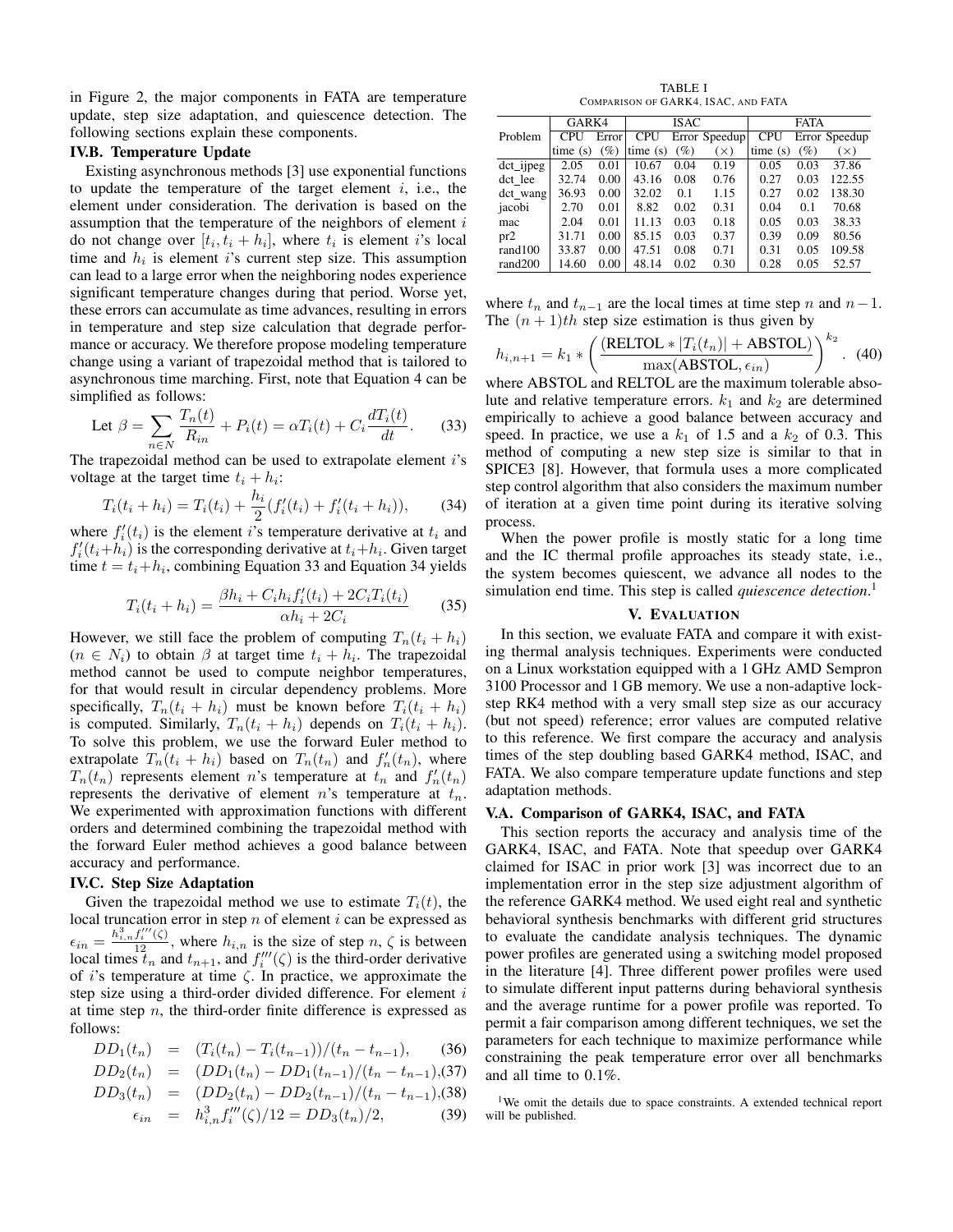in Figure 2, the major components in FATA are temperature update, step size adaptation, and quiescence detection. The following sections explain these components.

### IV.B. Temperature Update

Existing asynchronous methods [3] use exponential functions to update the temperature of the target element $i$, i.e., the element under consideration. The derivation is based on the assumption that the temperature of the neighbors of element $i$ do not change over $[t_i, t_i + h_i]$, where $t_i$ is element $i$'s local time and $h_i$ is element $i$'s current step size. This assumption can lead to a large error when the neighboring nodes experience significant temperature changes during that period. Worse yet, these errors can accumulate as time advances, resulting in errors in temperature and step size calculation that degrade performance or accuracy. We therefore propose modeling temperature change using a variant of trapezoidal method that is tailored to asynchronous time marching. First, note that Equation 4 can be simplified as follows:

$$\text{Let } \beta = \sum_{n \in N} \frac{T_n(t)}{R_{in}} + P_i(t) = \alpha T_i(t) + C_i \frac{dT_i(t)}{dt}. \quad (33)$$

The trapezoidal method can be used to extrapolate element $i$'s voltage at the target time $t_i + h_i$:

$$T_i(t_i + h_i) = T_i(t_i) + \frac{h_i}{2}(f_i'(t_i) + f_i'(t_i + h_i)), \quad (34)$$

where $f_i'(t_i)$ is the element $i$'s temperature derivative at $t_i$ and $f_i'(t_i+h_i)$ is the corresponding derivative at $t_i+h_i$. Given target time $t = t_i+h_i$, combining Equation 33 and Equation 34 yields

$$T_i(t_i + h_i) = \frac{\beta h_i + C_i h_i f_i'(t_i) + 2C_i T_i(t_i)}{\alpha h_i + 2C_i} \quad (35)$$

However, we still face the problem of computing $T_n(t_i + h_i)$ ($n \in N_i$) to obtain $\beta$ at target time $t_i + h_i$. The trapezoidal method cannot be used to compute neighbor temperatures, for that would result in circular dependency problems. More specifically, $T_n(t_i + h_i)$ must be known before $T_i(t_i + h_i)$ is computed. Similarly, $T_n(t_i + h_i)$ depends on $T_i(t_i + h_i)$. To solve this problem, we use the forward Euler method to extrapolate $T_n(t_i + h_i)$ based on $T_n(t_n)$ and $f_n'(t_n)$, where $T_n(t_n)$ represents element $n$'s temperature at $t_n$ and $f_n'(t_n)$ represents the derivative of element $n$'s temperature at $t_n$. We experimented with approximation functions with different orders and determined combining the trapezoidal method with the forward Euler method achieves a good balance between accuracy and performance.

### IV.C. Step Size Adaptation

Given the trapezoidal method we use to estimate $T_i(t)$, the local truncation error in step $n$ of element $i$ can be expressed as $\epsilon_{in} = \frac{h_{i,n}^3 f_i'''(\zeta)}{12}$, where $h_{i,n}$ is the size of step $n$, $\zeta$ is between local times $t_n$ and $t_{n+1}$, and $f_i'''(\zeta)$ is the third-order derivative of $i$'s temperature at time $\zeta$. In practice, we approximate the step size using a third-order divided difference. For element $i$ at time step $n$, the third-order finite difference is expressed as follows:

$$DD_1(t_n) = (T_i(t_n) - T_i(t_{n-1}))/(t_n - t_{n-1}), \quad (36)$$

$$DD_2(t_n) = (DD_1(t_n) - DD_1(t_{n-1})/(t_n - t_{n-1}), \quad (37)$$

$$DD_3(t_n) = (DD_2(t_n) - DD_2(t_{n-1})/(t_n - t_{n-1}), \quad (38)$$

$$\epsilon_{in} = h_{i,n}^3 f_i'''(\zeta)/12 = DD_3(t_n)/2, \quad (39)$$

where $t_n$ and $t_{n-1}$ are the local times at time step $n$ and $n-1$. The $(n+1)th$ step size estimation is thus given by

$$h_{i,n+1} = k_1 * \left( \frac{(\text{RELTOL} * |T_i(t_n)| + \text{ABSTOL})}{\max(\text{ABSTOL}, \epsilon_{in})} \right)^{k_2}. \quad (40)$$

where ABSTOL and RELTOL are the maximum tolerable absolute and relative temperature errors. $k_1$ and $k_2$ are determined empirically to achieve a good balance between accuracy and speed. In practice, we use a $k_1$ of 1.5 and a $k_2$ of 0.3. This method of computing a new step size is similar to that in SPICE3 [8]. However, that formula uses a more complicated step control algorithm that also considers the maximum number of iteration at a given time point during its iterative solving process.

When the power profile is mostly static for a long time and the IC thermal profile approaches its steady state, i.e., the system becomes quiescent, we advance all nodes to the simulation end time. This step is called *quiescence detection*.[1]

TABLE I
COMPARISON OF GARK4, ISAC, AND FATA

| Problem | GARK4 | | ISAC | | | FATA | | |
|---|---|---|---|---|---|---|---|---|
| | CPU time (s) | Error (%) | CPU time (s) | Error (%) | Speedup (×) | CPU time (s) | Error (%) | Speedup (×) |
| dct_ijpeg | 2.05 | 0.01 | 10.67 | 0.04 | 0.19 | 0.05 | 0.03 | 37.86 |
| dct_lee | 32.74 | 0.00 | 43.16 | 0.08 | 0.76 | 0.27 | 0.03 | 122.55 |
| dct_wang | 36.93 | 0.00 | 32.02 | 0.1 | 1.15 | 0.27 | 0.02 | 138.30 |
| jacobi | 2.70 | 0.01 | 8.82 | 0.02 | 0.31 | 0.04 | 0.1 | 70.68 |
| mac | 2.04 | 0.01 | 11.13 | 0.03 | 0.18 | 0.05 | 0.03 | 38.33 |
| pr2 | 31.71 | 0.00 | 85.15 | 0.03 | 0.37 | 0.39 | 0.09 | 80.56 |
| rand100 | 33.87 | 0.00 | 47.51 | 0.08 | 0.71 | 0.31 | 0.05 | 109.58 |
| rand200 | 14.60 | 0.00 | 48.14 | 0.02 | 0.30 | 0.28 | 0.05 | 52.57 |

## V. Evaluation

In this section, we evaluate FATA and compare it with existing thermal analysis techniques. Experiments were conducted on a Linux workstation equipped with a 1 GHz AMD Sempron 3100 Processor and 1 GB memory. We use a non-adaptive lock-step RK4 method with a very small step size as our accuracy (but not speed) reference; error values are computed relative to this reference. We first compare the accuracy and analysis times of the step doubling based GARK4 method, ISAC, and FATA. We also compare temperature update functions and step adaptation methods.

### V.A. Comparison of GARK4, ISAC, and FATA

This section reports the accuracy and analysis time of the GARK4, ISAC, and FATA. Note that speedup over GARK4 claimed for ISAC in prior work [3] was incorrect due to an implementation error in the step size adjustment algorithm of the reference GARK4 method. We used eight real and synthetic behavioral synthesis benchmarks with different grid structures to evaluate the candidate analysis techniques. The dynamic power profiles are generated using a switching model proposed in the literature [4]. Three different power profiles were used to simulate different input patterns during behavioral synthesis and the average runtime for a power profile was reported. To permit a fair comparison among different techniques, we set the parameters for each technique to maximize performance while constraining the peak temperature error over all benchmarks and all time to 0.1%.

[1] We omit the details due to space constraints. A extended technical report will be published.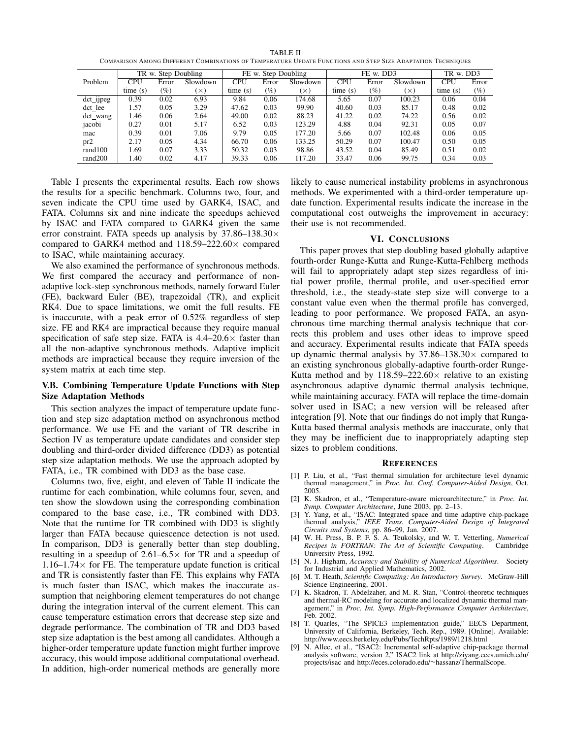TABLE II
COMPARISON AMONG DIFFERENT COMBINATIONS OF TEMPERATURE UPDATE FUNCTIONS AND STEP SIZE ADAPTATION TECHNIQUES

| Problem | TR w. Step Doubling | | | FE w. Step Doubling | | | FE w. DD3 | | | TR w. DD3 | |
|---|---|---|---|---|---|---|---|---|---|---|---|
| | CPU time (s) | Error (%) | Slowdown (×) | CPU time (s) | Error (%) | Slowdown (×) | CPU time (s) | Error (%) | Slowdown (×) | CPU time (s) | Error (%) |
| dct_ijpeg | 0.39 | 0.02 | 6.93 | 9.84 | 0.06 | 174.68 | 5.65 | 0.07 | 100.23 | 0.06 | 0.04 |
| dct_lee | 1.57 | 0.05 | 3.29 | 47.62 | 0.03 | 99.90 | 40.60 | 0.03 | 85.17 | 0.48 | 0.02 |
| dct_wang | 1.46 | 0.06 | 2.64 | 49.00 | 0.02 | 88.23 | 41.22 | 0.02 | 74.22 | 0.56 | 0.02 |
| jacobi | 0.27 | 0.01 | 5.17 | 6.52 | 0.03 | 123.29 | 4.88 | 0.04 | 92.31 | 0.05 | 0.07 |
| mac | 0.39 | 0.01 | 7.06 | 9.79 | 0.05 | 177.20 | 5.66 | 0.07 | 102.48 | 0.06 | 0.05 |
| pr2 | 2.17 | 0.05 | 4.34 | 66.70 | 0.06 | 133.25 | 50.29 | 0.07 | 100.47 | 0.50 | 0.05 |
| rand100 | 1.69 | 0.07 | 3.33 | 50.32 | 0.03 | 98.86 | 43.52 | 0.04 | 85.49 | 0.51 | 0.02 |
| rand200 | 1.40 | 0.02 | 4.17 | 39.33 | 0.06 | 117.20 | 33.47 | 0.06 | 99.75 | 0.34 | 0.03 |

Table I presents the experimental results. Each row shows the results for a specific benchmark. Columns two, four, and seven indicate the CPU time used by GARK4, ISAC, and FATA. Columns six and nine indicate the speedups achieved by ISAC and FATA compared to GARK4 given the same error constraint. FATA speeds up analysis by 37.86–138.30× compared to GARK4 method and 118.59–222.60× compared to ISAC, while maintaining accuracy.

We also examined the performance of synchronous methods. We first compared the accuracy and performance of non-adaptive lock-step synchronous methods, namely forward Euler (FE), backward Euler (BE), trapezoidal (TR), and explicit RK4. Due to space limitations, we omit the full results. FE is inaccurate, with a peak error of 0.52% regardless of step size. FE and RK4 are impractical because they require manual specification of safe step size. FATA is 4.4–20.6× faster than all the non-adaptive synchronous methods. Adaptive implicit methods are impractical because they require inversion of the system matrix at each time step.

### V.B. Combining Temperature Update Functions with Step Size Adaptation Methods

This section analyzes the impact of temperature update function and step size adaptation method on asynchronous method performance. We use FE and the variant of TR describe in Section IV as temperature update candidates and consider step doubling and third-order divided difference (DD3) as potential step size adaptation methods. We use the approach adopted by FATA, i.e., TR combined with DD3 as the base case.

Columns two, five, eight, and eleven of Table II indicate the runtime for each combination, while columns four, seven, and ten show the slowdown using the corresponding combination compared to the base case, i.e., TR combined with DD3. Note that the runtime for TR combined with DD3 is slightly larger than FATA because quiescence detection is not used. In comparison, DD3 is generally better than step doubling, resulting in a speedup of 2.61–6.5× for TR and a speedup of 1.16–1.74× for FE. The temperature update function is critical and TR is consistently faster than FE. This explains why FATA is much faster than ISAC, which makes the inaccurate assumption that neighboring element temperatures do not change during the integration interval of the current element. This can cause temperature estimation errors that decrease step size and degrade performance. The combination of TR and DD3 based step size adaptation is the best among all candidates. Although a higher-order temperature update function might further improve accuracy, this would impose additional computational overhead. In addition, high-order numerical methods are generally more likely to cause numerical instability problems in asynchronous methods. We experimented with a third-order temperature update function. Experimental results indicate the increase in the computational cost outweighs the improvement in accuracy: their use is not recommended.

## VI. Conclusions

This paper proves that step doubling based globally adaptive fourth-order Runge-Kutta and Runge-Kutta-Fehlberg methods will fail to appropriately adapt step sizes regardless of initial power profile, thermal profile, and user-specified error threshold, i.e., the steady-state step size will converge to a constant value even when the thermal profile has converged, leading to poor performance. We proposed FATA, an asynchronous time marching thermal analysis technique that corrects this problem and uses other ideas to improve speed and accuracy. Experimental results indicate that FATA speeds up dynamic thermal analysis by 37.86–138.30× compared to an existing synchronous globally-adaptive fourth-order Runge-Kutta method and by 118.59–222.60× relative to an existing asynchronous adaptive dynamic thermal analysis technique, while maintaining accuracy. FATA will replace the time-domain solver used in ISAC; a new version will be released after integration [9]. Note that our findings do not imply that Runga-Kutta based thermal analysis methods are inaccurate, only that they may be inefficient due to inappropriately adapting step sizes to problem conditions.

## References

[1] P. Liu, et al., "Fast thermal simulation for architecture level dynamic thermal management," in *Proc. Int. Conf. Computer-Aided Design*, Oct. 2005.

[2] K. Skadron, et al., "Temperature-aware microarchitecture," in *Proc. Int. Symp. Computer Architecture*, June 2003, pp. 2–13.

[3] Y. Yang, et al., "ISAC: Integrated space and time adaptive chip-package thermal analysis," *IEEE Trans. Computer-Aided Design of Integrated Circuits and Systems*, pp. 86–99, Jan. 2007.

[4] W. H. Press, B. P. F. S. A. Teukolsky, and W. T. Vetterling, *Numerical Recipes in FORTRAN: The Art of Scientific Computing*. Cambridge University Press, 1992.

[5] N. J. Higham, *Accuracy and Stability of Numerical Algorithms*. Society for Industrial and Applied Mathematics, 2002.

[6] M. T. Heath, *Scientific Computing: An Introductory Survey*. McGraw-Hill Science Engineering, 2001.

[7] K. Skadron, T. Abdelzaher, and M. R. Stan, "Control-theoretic techniques and thermal-RC modeling for accurate and localized dynamic thermal management," in *Proc. Int. Symp. High-Performance Computer Architecture*, Feb. 2002.

[8] T. Quarles, "The SPICE3 implementation guide," EECS Department, University of California, Berkeley, Tech. Rep., 1989. [Online]. Available: http://www.eecs.berkeley.edu/Pubs/TechRpts/1989/1218.html

[9] N. Allec, et al., "ISAC2: Incremental self-adaptive chip-package thermal analysis software, version 2," ISAC2 link at http://ziyang.eecs.umich.edu/projects/isac and http://eces.colorado.edu/~hassanz/ThermalScope.